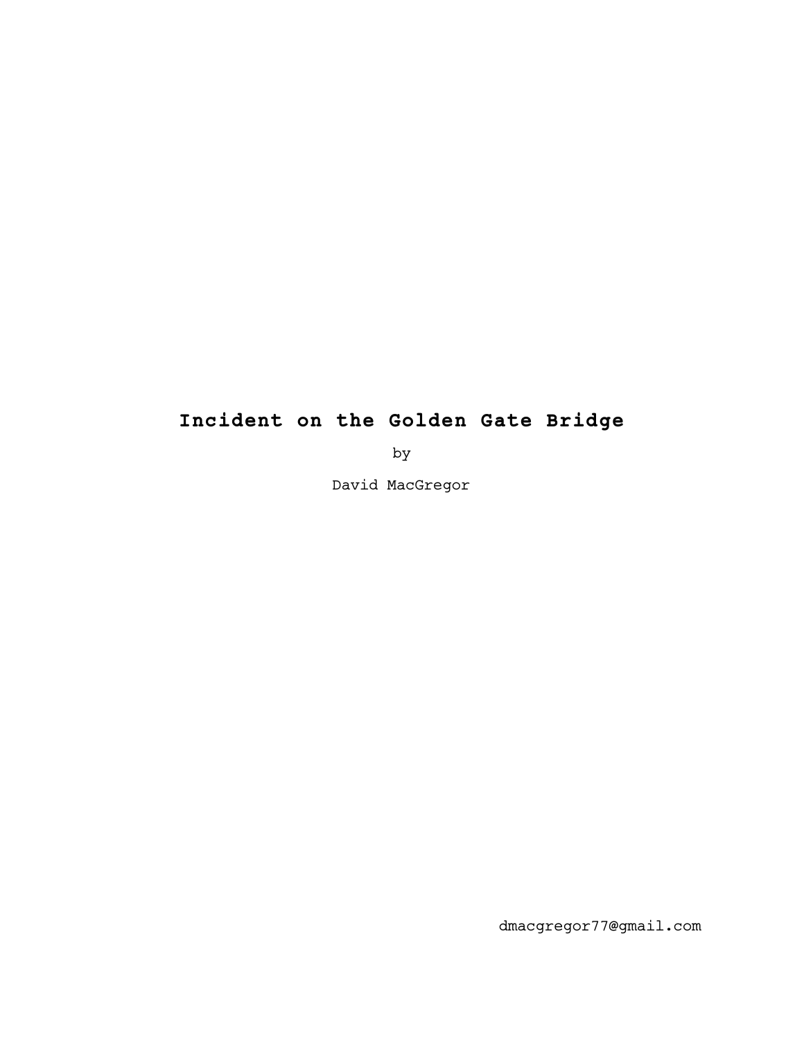# Incident on the Golden Gate Bridge

by

David MacGregor

dmacgregor77@gmail.com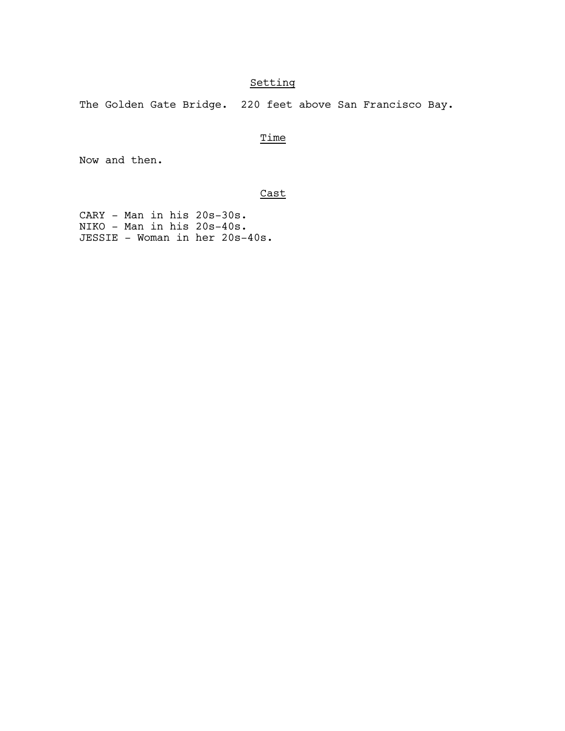## Setting

The Golden Gate Bridge.  220 feet above San Francisco Bay.

## Time

Now and then.

## Cast

CARY - Man in his 20s-30s.
NIKO - Man in his 20s-40s.
JESSIE - Woman in her 20s-40s.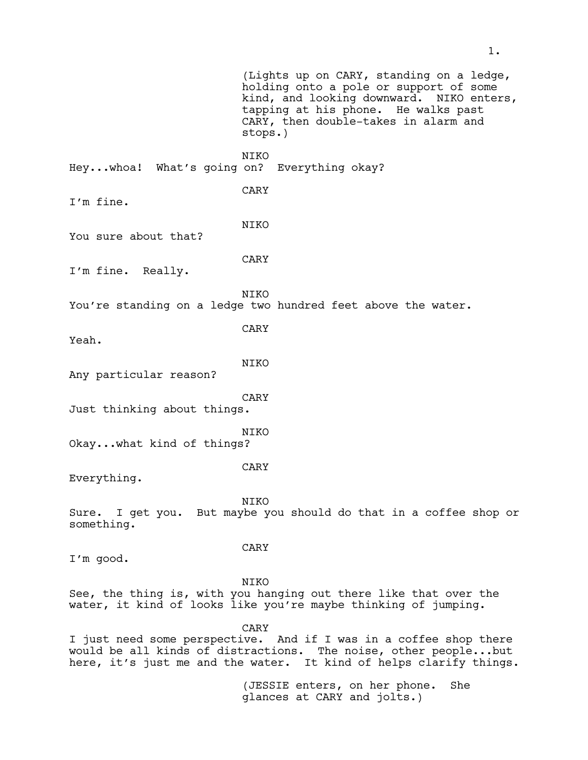(Lights up on CARY, standing on a ledge, holding onto a pole or support of some kind, and looking downward. NIKO enters, tapping at his phone. He walks past CARY, then double-takes in alarm and stops.)

NIKO

Hey...whoa! What's going on? Everything okay?

CARY

I'm fine.

NIKO

You sure about that?

CARY

I'm fine. Really.

NIKO

You're standing on a ledge two hundred feet above the water.

CARY

Yeah.

NIKO

Any particular reason?

CARY

Just thinking about things.

NIKO

Okay...what kind of things?

CARY

Everything.

NIKO

Sure. I get you. But maybe you should do that in a coffee shop or something.

CARY

I'm good.

NIKO

See, the thing is, with you hanging out there like that over the water, it kind of looks like you're maybe thinking of jumping.

CARY

I just need some perspective. And if I was in a coffee shop there would be all kinds of distractions. The noise, other people...but here, it's just me and the water. It kind of helps clarify things.

(JESSIE enters, on her phone. She glances at CARY and jolts.)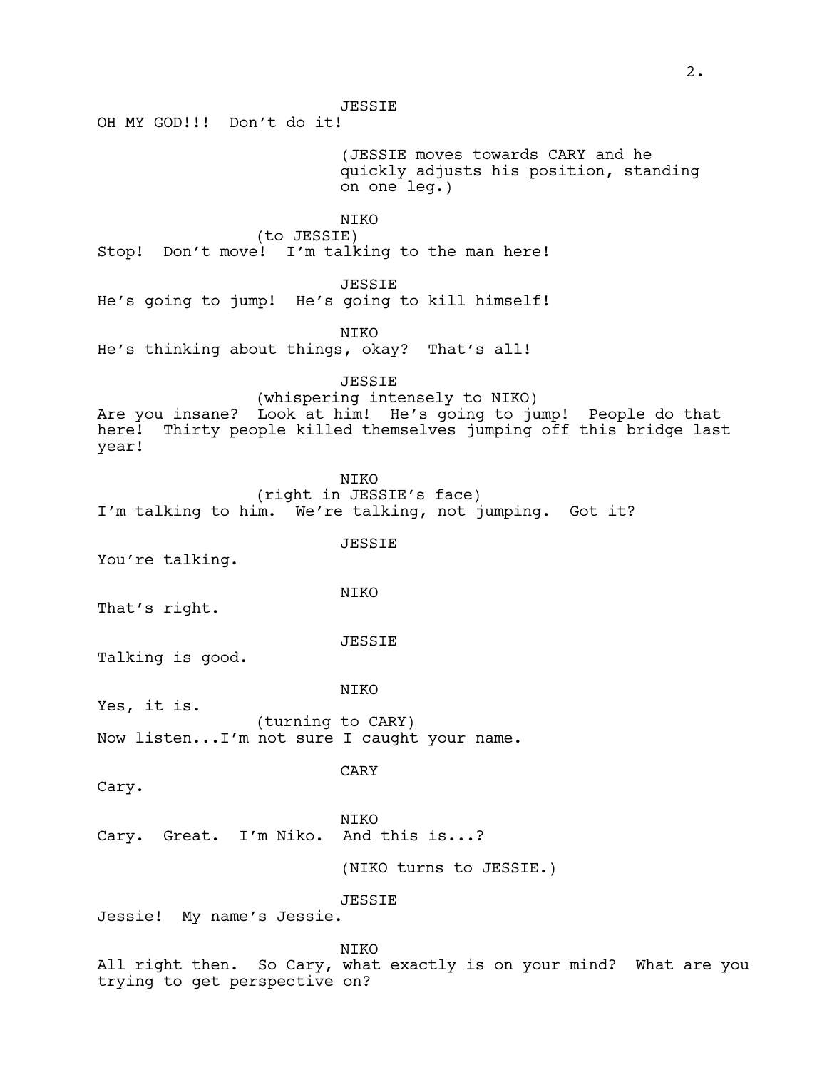JESSIE

OH MY GOD!!! Don't do it!

(JESSIE moves towards CARY and he quickly adjusts his position, standing on one leg.)

NIKO

(to JESSIE)

Stop! Don't move! I'm talking to the man here!

JESSIE

He's going to jump! He's going to kill himself!

NIKO

He's thinking about things, okay? That's all!

JESSIE

(whispering intensely to NIKO)

Are you insane? Look at him! He's going to jump! People do that here! Thirty people killed themselves jumping off this bridge last year!

NIKO

(right in JESSIE's face)

I'm talking to him. We're talking, not jumping. Got it?

JESSIE

You're talking.

NIKO

That's right.

JESSIE

Talking is good.

NIKO

Yes, it is.

(turning to CARY)

Now listen...I'm not sure I caught your name.

CARY

Cary.

NIKO

Cary. Great. I'm Niko. And this is...?

(NIKO turns to JESSIE.)

JESSIE

Jessie! My name's Jessie.

NIKO

All right then. So Cary, what exactly is on your mind? What are you trying to get perspective on?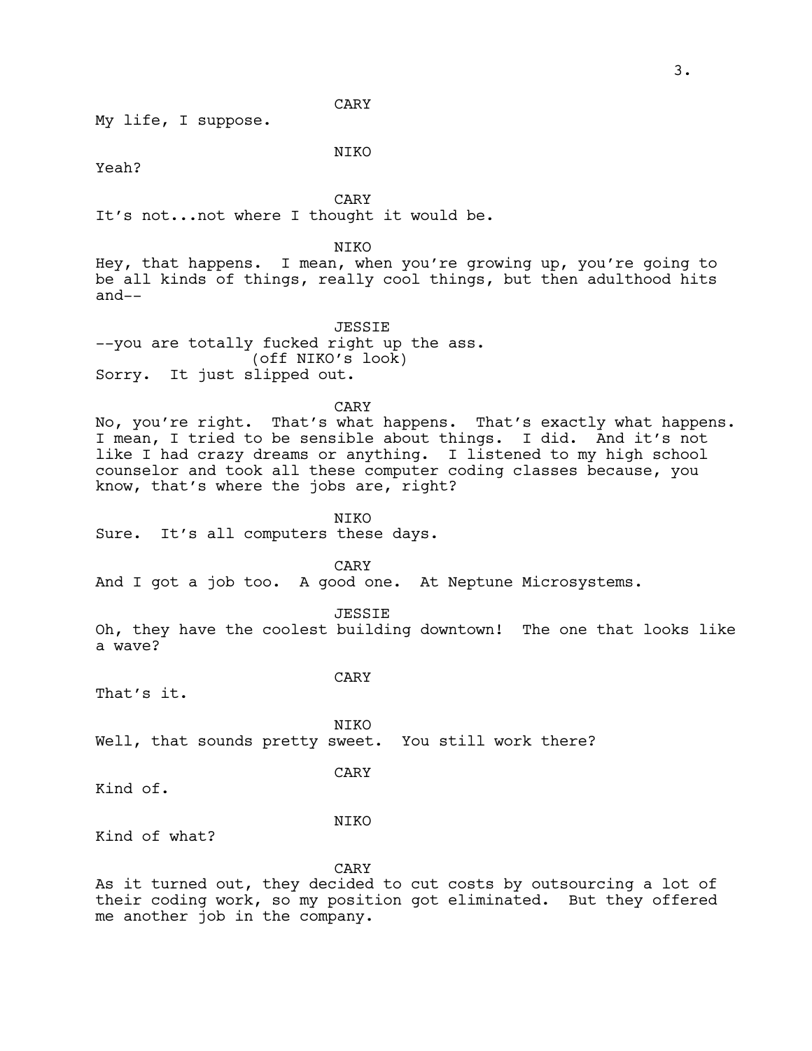CARY

My life, I suppose.

NIKO

Yeah?

CARY

It's not...not where I thought it would be.

NIKO

Hey, that happens. I mean, when you're growing up, you're going to be all kinds of things, really cool things, but then adulthood hits and--

JESSIE

--you are totally fucked right up the ass.

(off NIKO's look)

Sorry. It just slipped out.

CARY

No, you're right. That's what happens. That's exactly what happens. I mean, I tried to be sensible about things. I did. And it's not like I had crazy dreams or anything. I listened to my high school counselor and took all these computer coding classes because, you know, that's where the jobs are, right?

NIKO

Sure. It's all computers these days.

CARY

And I got a job too. A good one. At Neptune Microsystems.

JESSIE

Oh, they have the coolest building downtown! The one that looks like a wave?

CARY

That's it.

NIKO

Well, that sounds pretty sweet. You still work there?

CARY

Kind of.

NIKO

Kind of what?

CARY

As it turned out, they decided to cut costs by outsourcing a lot of their coding work, so my position got eliminated. But they offered me another job in the company.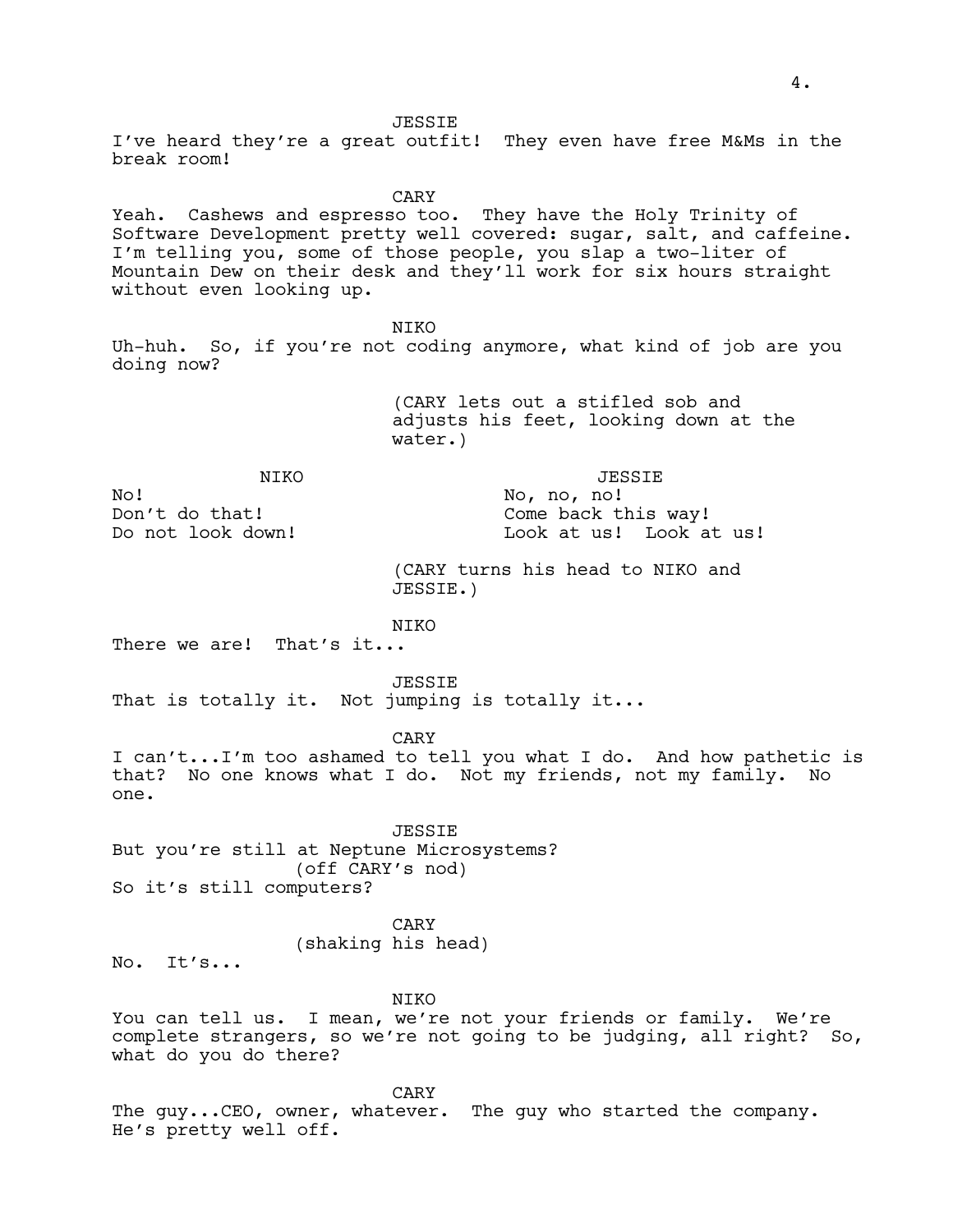JESSIE

I've heard they're a great outfit! They even have free M&Ms in the break room!

CARY

Yeah. Cashews and espresso too. They have the Holy Trinity of Software Development pretty well covered: sugar, salt, and caffeine. I'm telling you, some of those people, you slap a two-liter of Mountain Dew on their desk and they'll work for six hours straight without even looking up.

NIKO

Uh-huh. So, if you're not coding anymore, what kind of job are you doing now?

(CARY lets out a stifled sob and adjusts his feet, looking down at the water.)

NIKO

No!
Don't do that!
Do not look down!

JESSIE

No, no, no!
Come back this way!
Look at us! Look at us!

(CARY turns his head to NIKO and JESSIE.)

NIKO

There we are! That's it...

JESSIE

That is totally it. Not jumping is totally it...

CARY

I can't...I'm too ashamed to tell you what I do. And how pathetic is that? No one knows what I do. Not my friends, not my family. No one.

JESSIE

But you're still at Neptune Microsystems?
(off CARY's nod)
So it's still computers?

CARY
(shaking his head)

No. It's...

NIKO

You can tell us. I mean, we're not your friends or family. We're complete strangers, so we're not going to be judging, all right? So, what do you do there?

CARY

The guy...CEO, owner, whatever. The guy who started the company. He's pretty well off.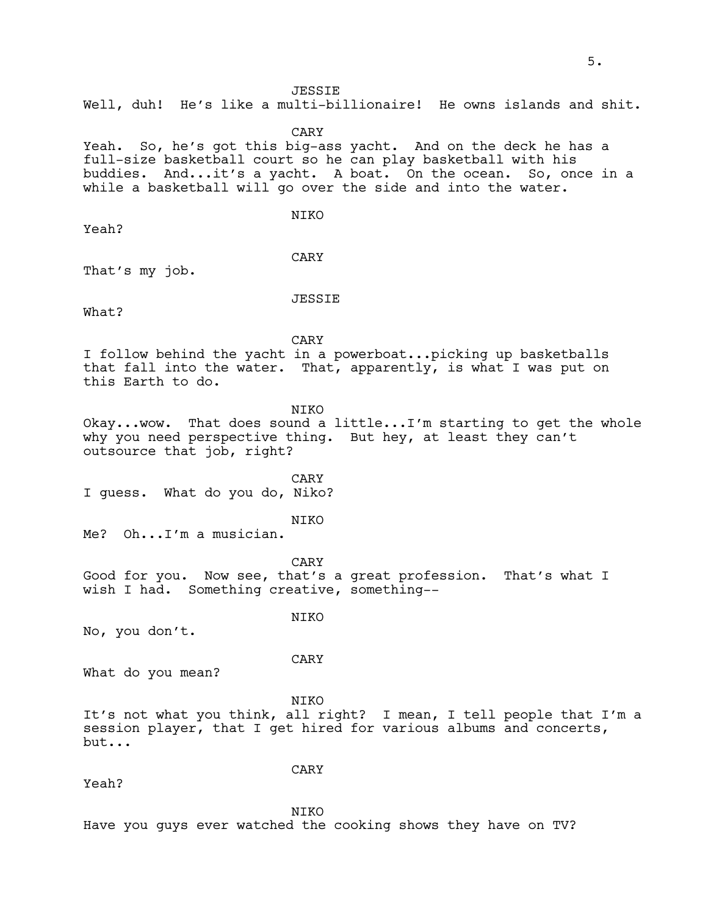JESSIE

Well, duh! He's like a multi-billionaire! He owns islands and shit.

CARY

Yeah. So, he's got this big-ass yacht. And on the deck he has a full-size basketball court so he can play basketball with his buddies. And...it's a yacht. A boat. On the ocean. So, once in a while a basketball will go over the side and into the water.

NIKO

Yeah?

CARY

That's my job.

JESSIE

What?

CARY

I follow behind the yacht in a powerboat...picking up basketballs that fall into the water. That, apparently, is what I was put on this Earth to do.

NIKO

Okay...wow. That does sound a little...I'm starting to get the whole why you need perspective thing. But hey, at least they can't outsource that job, right?

CARY

I guess. What do you do, Niko?

NIKO

Me? Oh...I'm a musician.

CARY

Good for you. Now see, that's a great profession. That's what I wish I had. Something creative, something--

NIKO

No, you don't.

CARY

What do you mean?

NIKO

It's not what you think, all right? I mean, I tell people that I'm a session player, that I get hired for various albums and concerts, but...

CARY

Yeah?

NIKO

Have you guys ever watched the cooking shows they have on TV?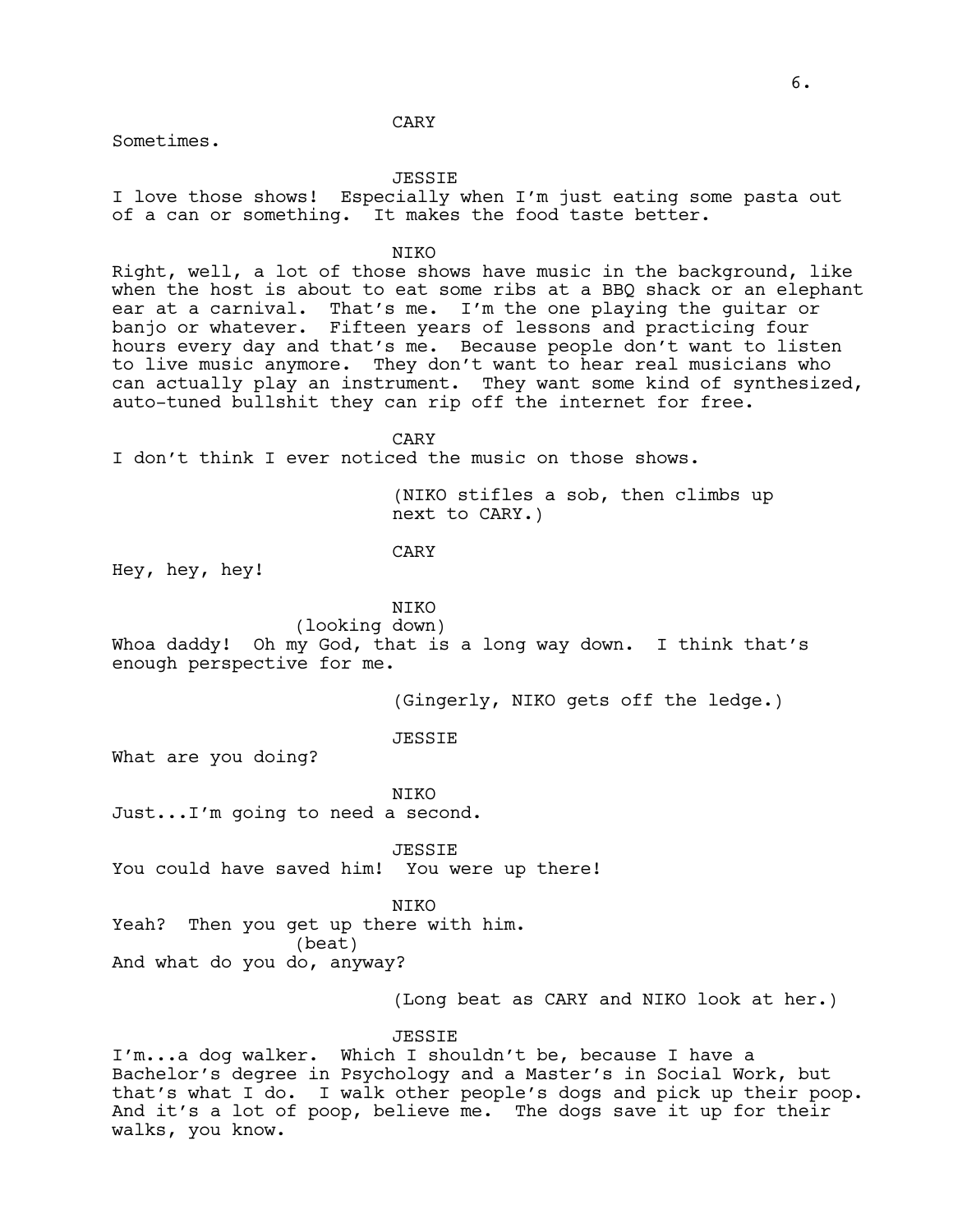CARY

Sometimes.

JESSIE

I love those shows! Especially when I'm just eating some pasta out of a can or something. It makes the food taste better.

NIKO

Right, well, a lot of those shows have music in the background, like when the host is about to eat some ribs at a BBQ shack or an elephant ear at a carnival. That's me. I'm the one playing the guitar or banjo or whatever. Fifteen years of lessons and practicing four hours every day and that's me. Because people don't want to listen to live music anymore. They don't want to hear real musicians who can actually play an instrument. They want some kind of synthesized, auto-tuned bullshit they can rip off the internet for free.

CARY

I don't think I ever noticed the music on those shows.

(NIKO stifles a sob, then climbs up next to CARY.)

CARY

Hey, hey, hey!

NIKO

(looking down)

Whoa daddy! Oh my God, that is a long way down. I think that's enough perspective for me.

(Gingerly, NIKO gets off the ledge.)

JESSIE

What are you doing?

NIKO

Just...I'm going to need a second.

JESSIE

You could have saved him! You were up there!

NIKO

Yeah? Then you get up there with him.

(beat)

And what do you do, anyway?

(Long beat as CARY and NIKO look at her.)

JESSIE

I'm...a dog walker. Which I shouldn't be, because I have a Bachelor's degree in Psychology and a Master's in Social Work, but that's what I do. I walk other people's dogs and pick up their poop. And it's a lot of poop, believe me. The dogs save it up for their walks, you know.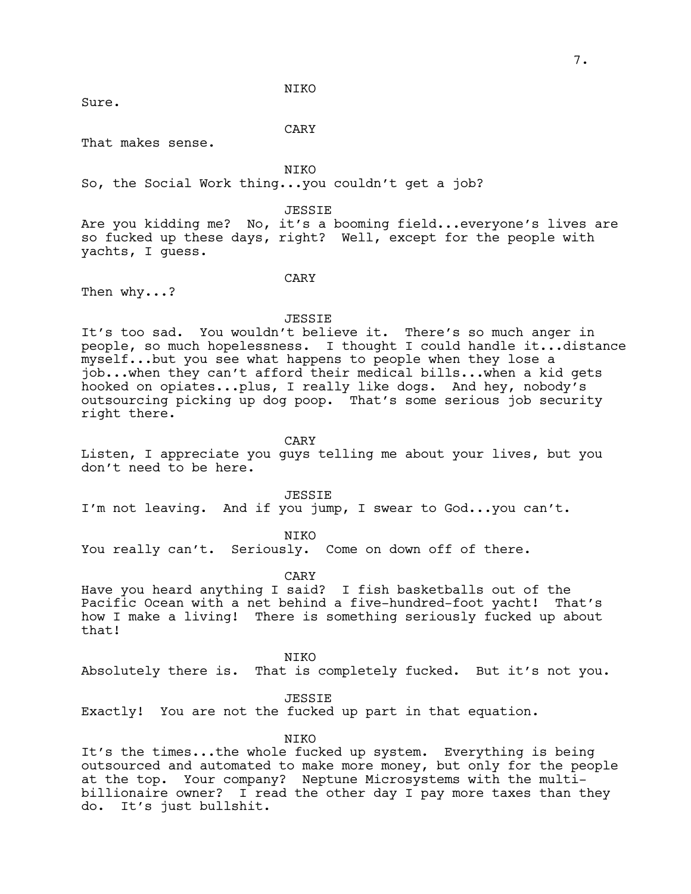NIKO

Sure.

CARY

That makes sense.

NIKO

So, the Social Work thing...you couldn't get a job?

JESSIE

Are you kidding me? No, it's a booming field...everyone's lives are so fucked up these days, right? Well, except for the people with yachts, I guess.

CARY

Then why...?

JESSIE

It's too sad. You wouldn't believe it. There's so much anger in people, so much hopelessness. I thought I could handle it...distance myself...but you see what happens to people when they lose a job...when they can't afford their medical bills...when a kid gets hooked on opiates...plus, I really like dogs. And hey, nobody's outsourcing picking up dog poop. That's some serious job security right there.

CARY

Listen, I appreciate you guys telling me about your lives, but you don't need to be here.

JESSIE

I'm not leaving. And if you jump, I swear to God...you can't.

NIKO

You really can't. Seriously. Come on down off of there.

CARY

Have you heard anything I said? I fish basketballs out of the Pacific Ocean with a net behind a five-hundred-foot yacht! That's how I make a living! There is something seriously fucked up about that!

NIKO

Absolutely there is. That is completely fucked. But it's not you.

JESSIE

Exactly! You are not the fucked up part in that equation.

NIKO

It's the times...the whole fucked up system. Everything is being outsourced and automated to make more money, but only for the people at the top. Your company? Neptune Microsystems with the multi-billionaire owner? I read the other day I pay more taxes than they do. It's just bullshit.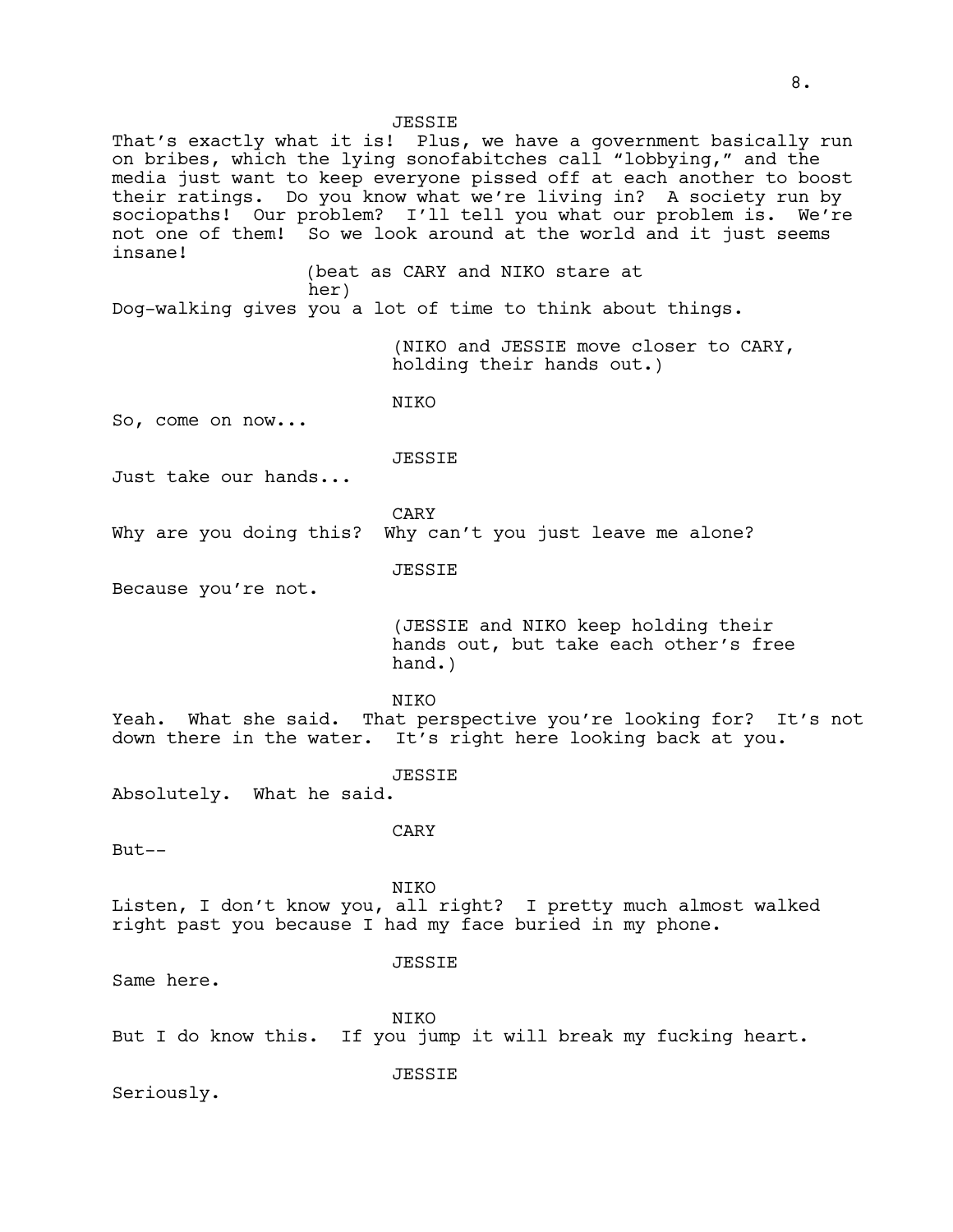JESSIE

That's exactly what it is! Plus, we have a government basically run on bribes, which the lying sonofabitches call "lobbying," and the media just want to keep everyone pissed off at each another to boost their ratings. Do you know what we're living in? A society run by sociopaths! Our problem? I'll tell you what our problem is. We're not one of them! So we look around at the world and it just seems insane!

(beat as CARY and NIKO stare at her)

Dog-walking gives you a lot of time to think about things.

(NIKO and JESSIE move closer to CARY, holding their hands out.)

NIKO

So, come on now...

JESSIE

Just take our hands...

CARY

Why are you doing this? Why can't you just leave me alone?

JESSIE

Because you're not.

(JESSIE and NIKO keep holding their hands out, but take each other's free hand.)

NIKO

Yeah. What she said. That perspective you're looking for? It's not down there in the water. It's right here looking back at you.

JESSIE

Absolutely. What he said.

CARY

But--

NIKO

Listen, I don't know you, all right? I pretty much almost walked right past you because I had my face buried in my phone.

JESSIE

Same here.

NIKO

But I do know this. If you jump it will break my fucking heart.

JESSIE

Seriously.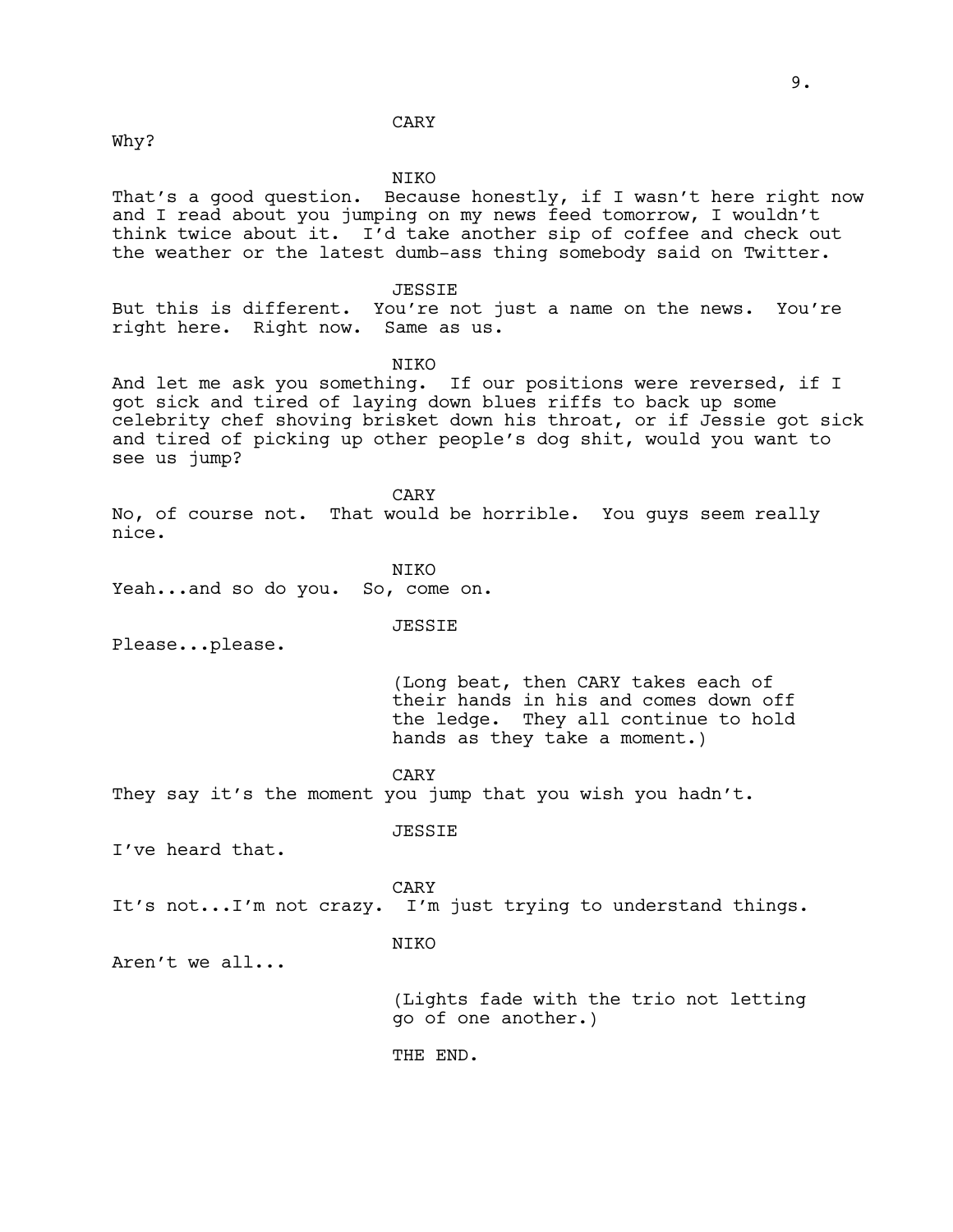CARY

Why?

NIKO

That's a good question. Because honestly, if I wasn't here right now and I read about you jumping on my news feed tomorrow, I wouldn't think twice about it. I'd take another sip of coffee and check out the weather or the latest dumb-ass thing somebody said on Twitter.

JESSIE

But this is different. You're not just a name on the news. You're right here. Right now. Same as us.

NIKO

And let me ask you something. If our positions were reversed, if I got sick and tired of laying down blues riffs to back up some celebrity chef shoving brisket down his throat, or if Jessie got sick and tired of picking up other people's dog shit, would you want to see us jump?

CARY

No, of course not. That would be horrible. You guys seem really nice.

NIKO

Yeah...and so do you. So, come on.

JESSIE

Please...please.

(Long beat, then CARY takes each of their hands in his and comes down off the ledge. They all continue to hold hands as they take a moment.)

CARY

They say it's the moment you jump that you wish you hadn't.

JESSIE

I've heard that.

CARY

It's not...I'm not crazy. I'm just trying to understand things.

NIKO

Aren't we all...

(Lights fade with the trio not letting go of one another.)

THE END.